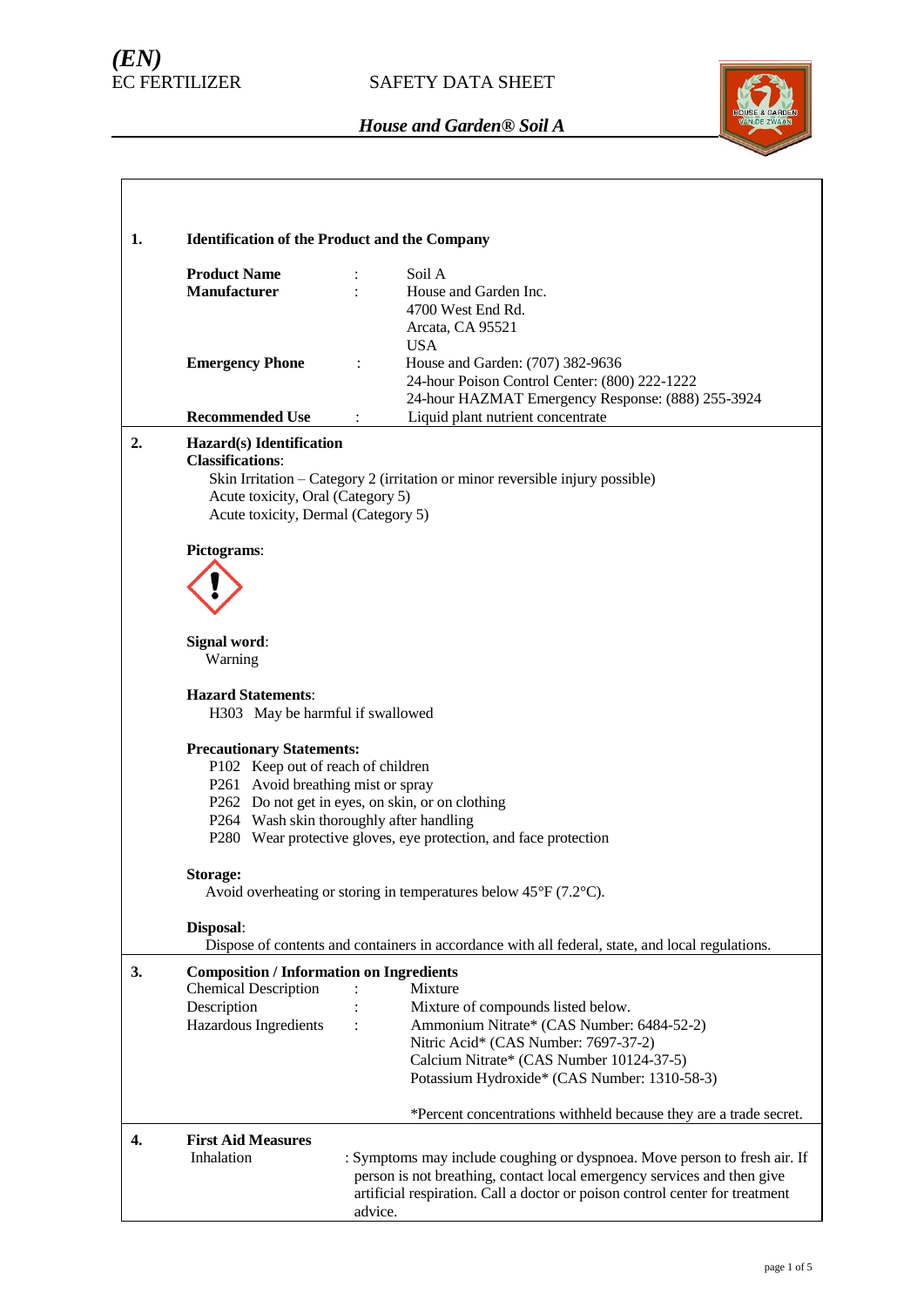*(EN)*
EC FERTILIZER

SAFETY DATA SHEET

***House and Garden® Soil A***

## 1. Identification of the Product and the Company

**Product Name** : Soil A

**Manufacturer** : House and Garden Inc.
4700 West End Rd.
Arcata, CA 95521
USA

**Emergency Phone** : House and Garden: (707) 382-9636
24-hour Poison Control Center: (800) 222-1222
24-hour HAZMAT Emergency Response: (888) 255-3924

**Recommended Use** : Liquid plant nutrient concentrate

## 2. Hazard(s) Identification

**Classifications**:

Skin Irritation – Category 2 (irritation or minor reversible injury possible)
Acute toxicity, Oral (Category 5)
Acute toxicity, Dermal (Category 5)

**Pictograms**:

**Signal word**:

Warning

**Hazard Statements**:

H303 May be harmful if swallowed

**Precautionary Statements:**

P102 Keep out of reach of children
P261 Avoid breathing mist or spray
P262 Do not get in eyes, on skin, or on clothing
P264 Wash skin thoroughly after handling
P280 Wear protective gloves, eye protection, and face protection

**Storage:**

Avoid overheating or storing in temperatures below 45°F (7.2°C).

**Disposal**:

Dispose of contents and containers in accordance with all federal, state, and local regulations.

## 3. Composition / Information on Ingredients

Chemical Description : Mixture

Description : Mixture of compounds listed below.

Hazardous Ingredients : Ammonium Nitrate* (CAS Number: 6484-52-2)
Nitric Acid* (CAS Number: 7697-37-2)
Calcium Nitrate* (CAS Number 10124-37-5)
Potassium Hydroxide* (CAS Number: 1310-58-3)

*Percent concentrations withheld because they are a trade secret.

## 4. First Aid Measures

Inhalation : Symptoms may include coughing or dyspnoea. Move person to fresh air. If person is not breathing, contact local emergency services and then give artificial respiration. Call a doctor or poison control center for treatment advice.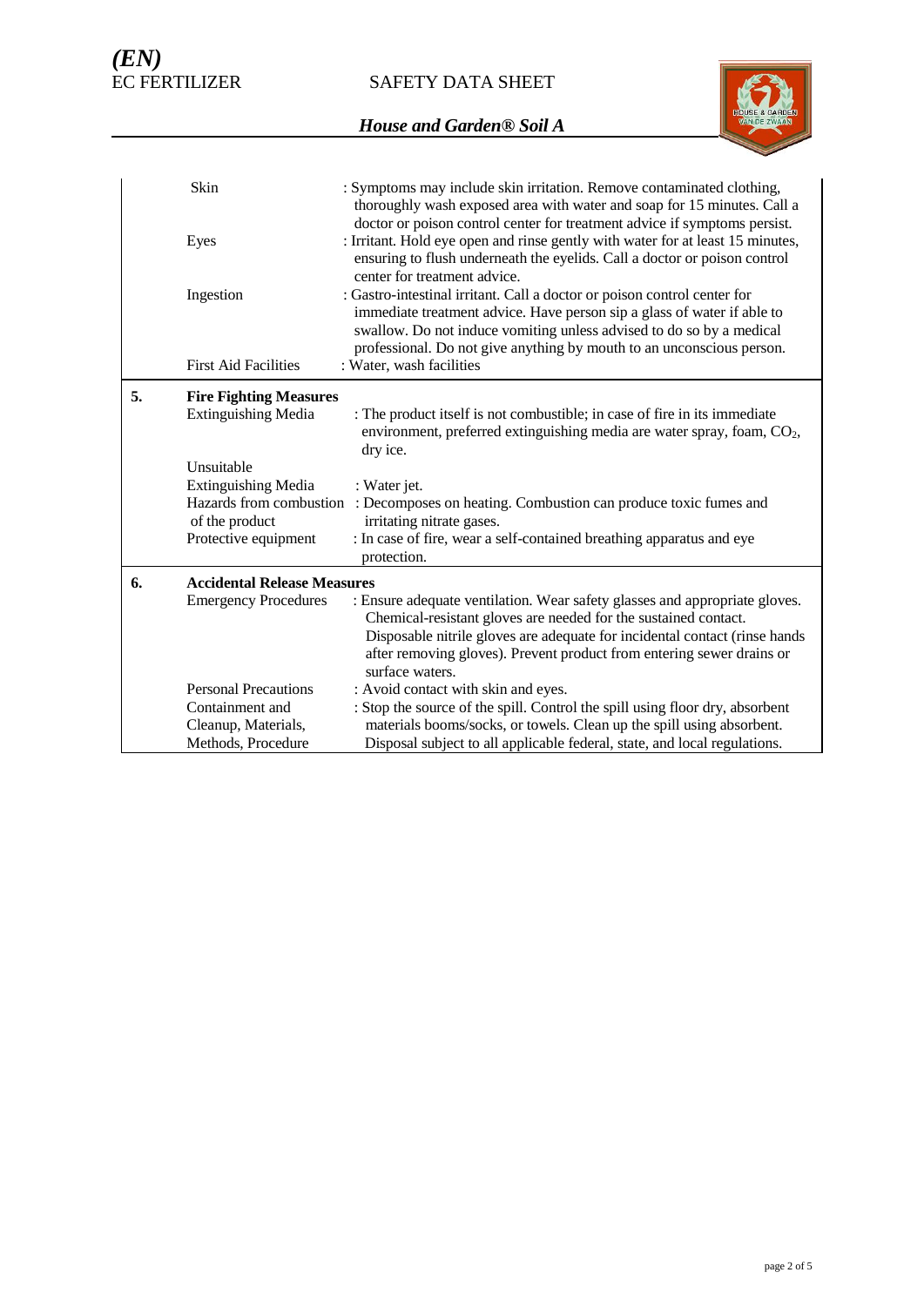| | | |
|---|---|---|
| | Skin | : Symptoms may include skin irritation. Remove contaminated clothing, thoroughly wash exposed area with water and soap for 15 minutes. Call a doctor or poison control center for treatment advice if symptoms persist. |
| | Eyes | : Irritant. Hold eye open and rinse gently with water for at least 15 minutes, ensuring to flush underneath the eyelids. Call a doctor or poison control center for treatment advice. |
| | Ingestion | : Gastro-intestinal irritant. Call a doctor or poison control center for immediate treatment advice. Have person sip a glass of water if able to swallow. Do not induce vomiting unless advised to do so by a medical professional. Do not give anything by mouth to an unconscious person. |
| | First Aid Facilities | : Water, wash facilities |
| **5.** | **Fire Fighting Measures** | |
| | Extinguishing Media | : The product itself is not combustible; in case of fire in its immediate environment, preferred extinguishing media are water spray, foam, $CO_2$, dry ice. |
| | Unsuitable Extinguishing Media | : Water jet. |
| | Hazards from combustion of the product | : Decomposes on heating. Combustion can produce toxic fumes and irritating nitrate gases. |
| | Protective equipment | : In case of fire, wear a self-contained breathing apparatus and eye protection. |
| **6.** | **Accidental Release Measures** | |
| | Emergency Procedures | : Ensure adequate ventilation. Wear safety glasses and appropriate gloves. Chemical-resistant gloves are needed for the sustained contact. Disposable nitrile gloves are adequate for incidental contact (rinse hands after removing gloves). Prevent product from entering sewer drains or surface waters. |
| | Personal Precautions | : Avoid contact with skin and eyes. |
| | Containment and Cleanup, Materials, Methods, Procedure | : Stop the source of the spill. Control the spill using floor dry, absorbent materials booms/socks, or towels. Clean up the spill using absorbent. Disposal subject to all applicable federal, state, and local regulations. |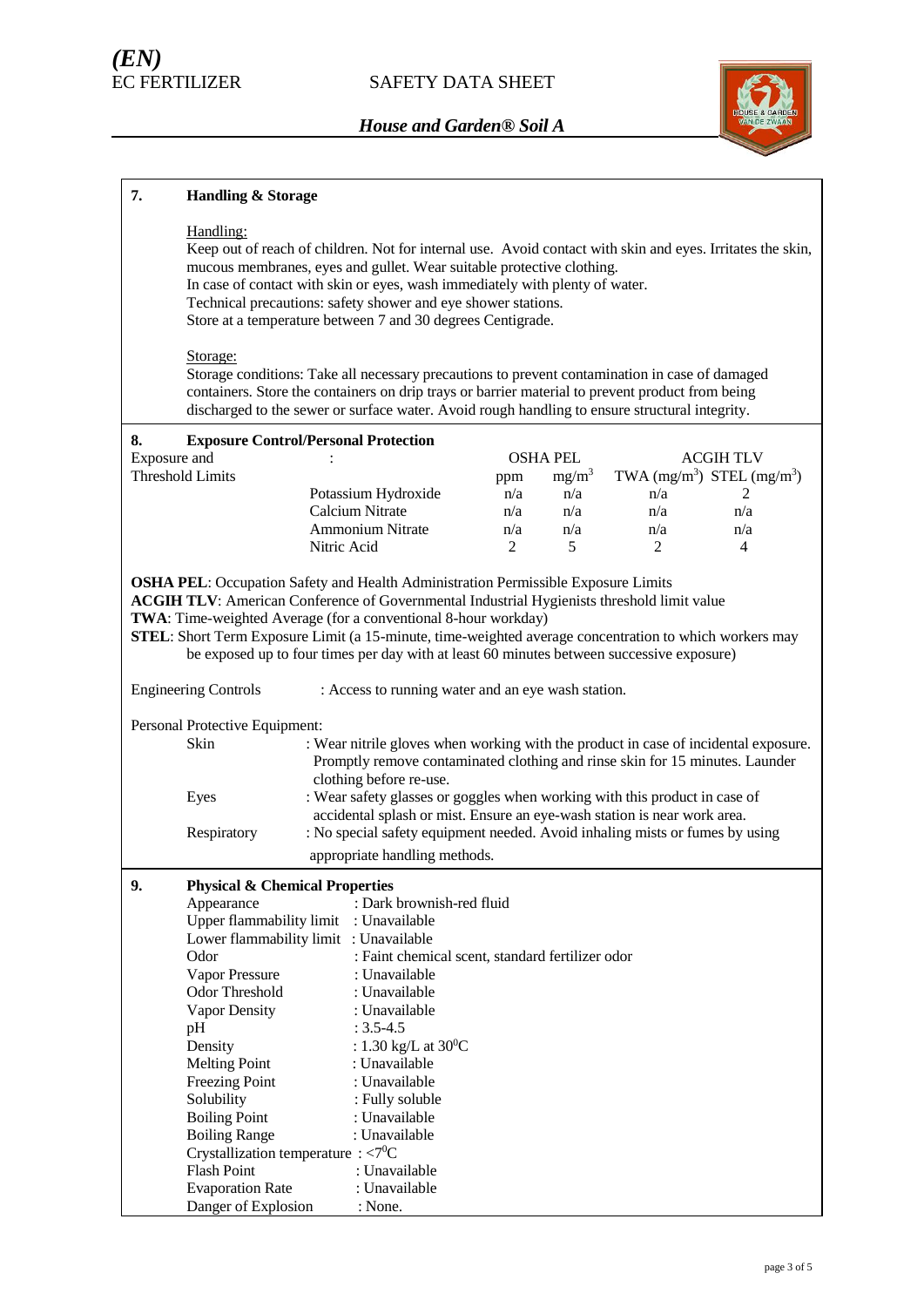## 7. Handling & Storage

Handling:

Keep out of reach of children. Not for internal use. Avoid contact with skin and eyes. Irritates the skin, mucous membranes, eyes and gullet. Wear suitable protective clothing.
In case of contact with skin or eyes, wash immediately with plenty of water.
Technical precautions: safety shower and eye shower stations.
Store at a temperature between 7 and 30 degrees Centigrade.

Storage:

Storage conditions: Take all necessary precautions to prevent contamination in case of damaged containers. Store the containers on drip trays or barrier material to prevent product from being discharged to the sewer or surface water. Avoid rough handling to ensure structural integrity.

## 8. Exposure Control/Personal Protection

Exposure and Threshold Limits :

| | OSHA PEL | | ACGIH TLV | |
|---|---|---|---|---|
| | ppm | $mg/m^3$ | TWA ($mg/m^3$) | STEL ($mg/m^3$) |
| Potassium Hydroxide | n/a | n/a | n/a | 2 |
| Calcium Nitrate | n/a | n/a | n/a | n/a |
| Ammonium Nitrate | n/a | n/a | n/a | n/a |
| Nitric Acid | 2 | 5 | 2 | 4 |

**OSHA PEL**: Occupation Safety and Health Administration Permissible Exposure Limits
**ACGIH TLV**: American Conference of Governmental Industrial Hygienists threshold limit value
**TWA**: Time-weighted Average (for a conventional 8-hour workday)
**STEL**: Short Term Exposure Limit (a 15-minute, time-weighted average concentration to which workers may be exposed up to four times per day with at least 60 minutes between successive exposure)

Engineering Controls : Access to running water and an eye wash station.

Personal Protective Equipment:

- Skin : Wear nitrile gloves when working with the product in case of incidental exposure. Promptly remove contaminated clothing and rinse skin for 15 minutes. Launder clothing before re-use.
- Eyes : Wear safety glasses or goggles when working with this product in case of accidental splash or mist. Ensure an eye-wash station is near work area.
- Respiratory : No special safety equipment needed. Avoid inhaling mists or fumes by using appropriate handling methods.

## 9. Physical & Chemical Properties

| | |
|---|---|
| Appearance | : Dark brownish-red fluid |
| Upper flammability limit | : Unavailable |
| Lower flammability limit | : Unavailable |
| Odor | : Faint chemical scent, standard fertilizer odor |
| Vapor Pressure | : Unavailable |
| Odor Threshold | : Unavailable |
| Vapor Density | : Unavailable |
| pH | : 3.5-4.5 |
| Density | : 1.30 kg/L at $30^0C$ |
| Melting Point | : Unavailable |
| Freezing Point | : Unavailable |
| Solubility | : Fully soluble |
| Boiling Point | : Unavailable |
| Boiling Range | : Unavailable |
| Crystallization temperature | : $<7^0C$ |
| Flash Point | : Unavailable |
| Evaporation Rate | : Unavailable |
| Danger of Explosion | : None. |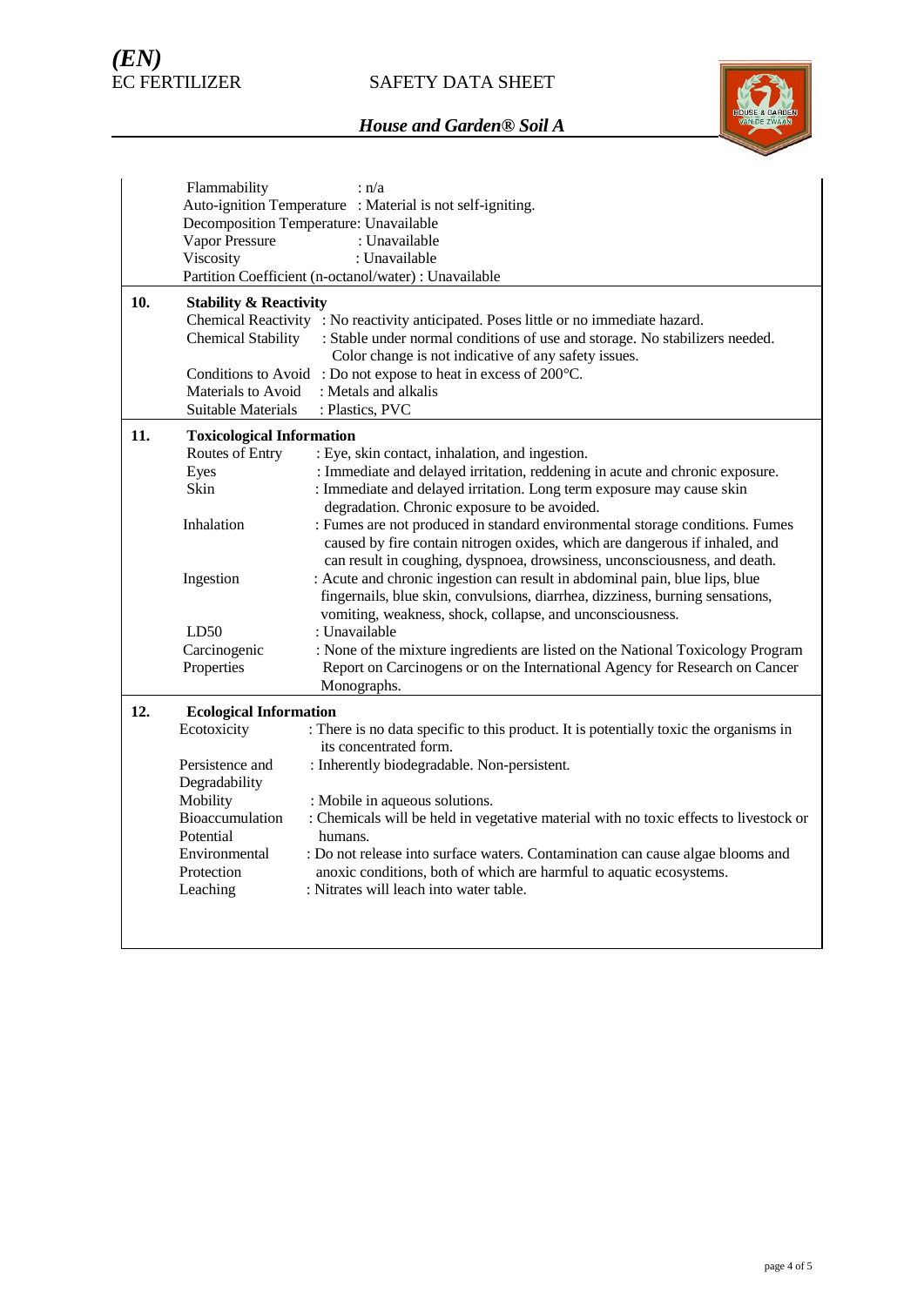| | |
|---|---|
| Flammability | : n/a |
| Auto-ignition Temperature | : Material is not self-igniting. |
| Decomposition Temperature | : Unavailable |
| Vapor Pressure | : Unavailable |
| Viscosity | : Unavailable |
| Partition Coefficient (n-octanol/water) | : Unavailable |

## 10. Stability & Reactivity

| | |
|---|---|
| Chemical Reactivity | : No reactivity anticipated. Poses little or no immediate hazard. |
| Chemical Stability | : Stable under normal conditions of use and storage. No stabilizers needed. Color change is not indicative of any safety issues. |
| Conditions to Avoid | : Do not expose to heat in excess of 200°C. |
| Materials to Avoid | : Metals and alkalis |
| Suitable Materials | : Plastics, PVC |

## 11. Toxicological Information

| | |
|---|---|
| Routes of Entry | : Eye, skin contact, inhalation, and ingestion. |
| Eyes | : Immediate and delayed irritation, reddening in acute and chronic exposure. |
| Skin | : Immediate and delayed irritation. Long term exposure may cause skin degradation. Chronic exposure to be avoided. |
| Inhalation | : Fumes are not produced in standard environmental storage conditions. Fumes caused by fire contain nitrogen oxides, which are dangerous if inhaled, and can result in coughing, dyspnoea, drowsiness, unconsciousness, and death. |
| Ingestion | : Acute and chronic ingestion can result in abdominal pain, blue lips, blue fingernails, blue skin, convulsions, diarrhea, dizziness, burning sensations, vomiting, weakness, shock, collapse, and unconsciousness. |
| LD50 | : Unavailable |
| Carcinogenic Properties | : None of the mixture ingredients are listed on the National Toxicology Program Report on Carcinogens or on the International Agency for Research on Cancer Monographs. |

## 12. Ecological Information

| | |
|---|---|
| Ecotoxicity | : There is no data specific to this product. It is potentially toxic the organisms in its concentrated form. |
| Persistence and Degradability | : Inherently biodegradable. Non-persistent. |
| Mobility | : Mobile in aqueous solutions. |
| Bioaccumulation Potential | : Chemicals will be held in vegetative material with no toxic effects to livestock or humans. |
| Environmental Protection | : Do not release into surface waters. Contamination can cause algae blooms and anoxic conditions, both of which are harmful to aquatic ecosystems. |
| Leaching | : Nitrates will leach into water table. |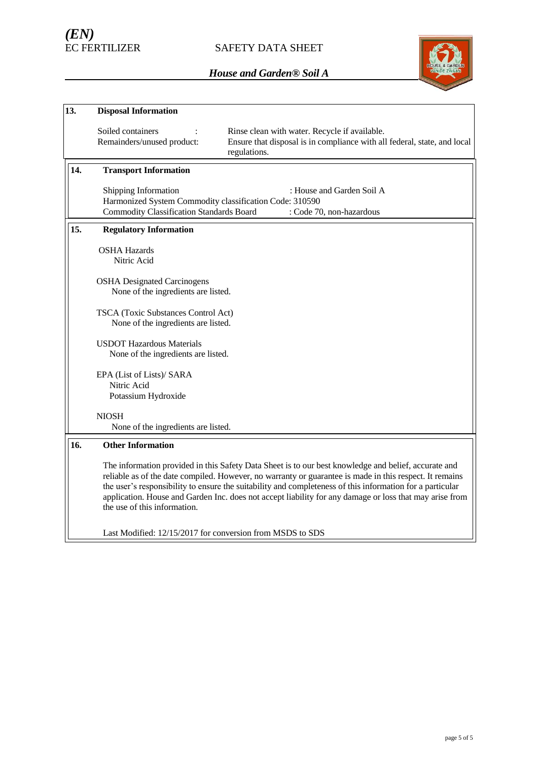## 13. Disposal Information

Soiled containers : Rinse clean with water. Recycle if available.

Remainders/unused product: Ensure that disposal is in compliance with all federal, state, and local regulations.

## 14. Transport Information

Shipping Information : House and Garden Soil A

Harmonized System Commodity classification Code: 310590

Commodity Classification Standards Board : Code 70, non-hazardous

## 15. Regulatory Information

OSHA Hazards
Nitric Acid

OSHA Designated Carcinogens
None of the ingredients are listed.

TSCA (Toxic Substances Control Act)
None of the ingredients are listed.

USDOT Hazardous Materials
None of the ingredients are listed.

EPA (List of Lists)/ SARA
Nitric Acid
Potassium Hydroxide

NIOSH
None of the ingredients are listed.

## 16. Other Information

The information provided in this Safety Data Sheet is to our best knowledge and belief, accurate and reliable as of the date compiled. However, no warranty or guarantee is made in this respect. It remains the user's responsibility to ensure the suitability and completeness of this information for a particular application. House and Garden Inc. does not accept liability for any damage or loss that may arise from the use of this information.

Last Modified: 12/15/2017 for conversion from MSDS to SDS